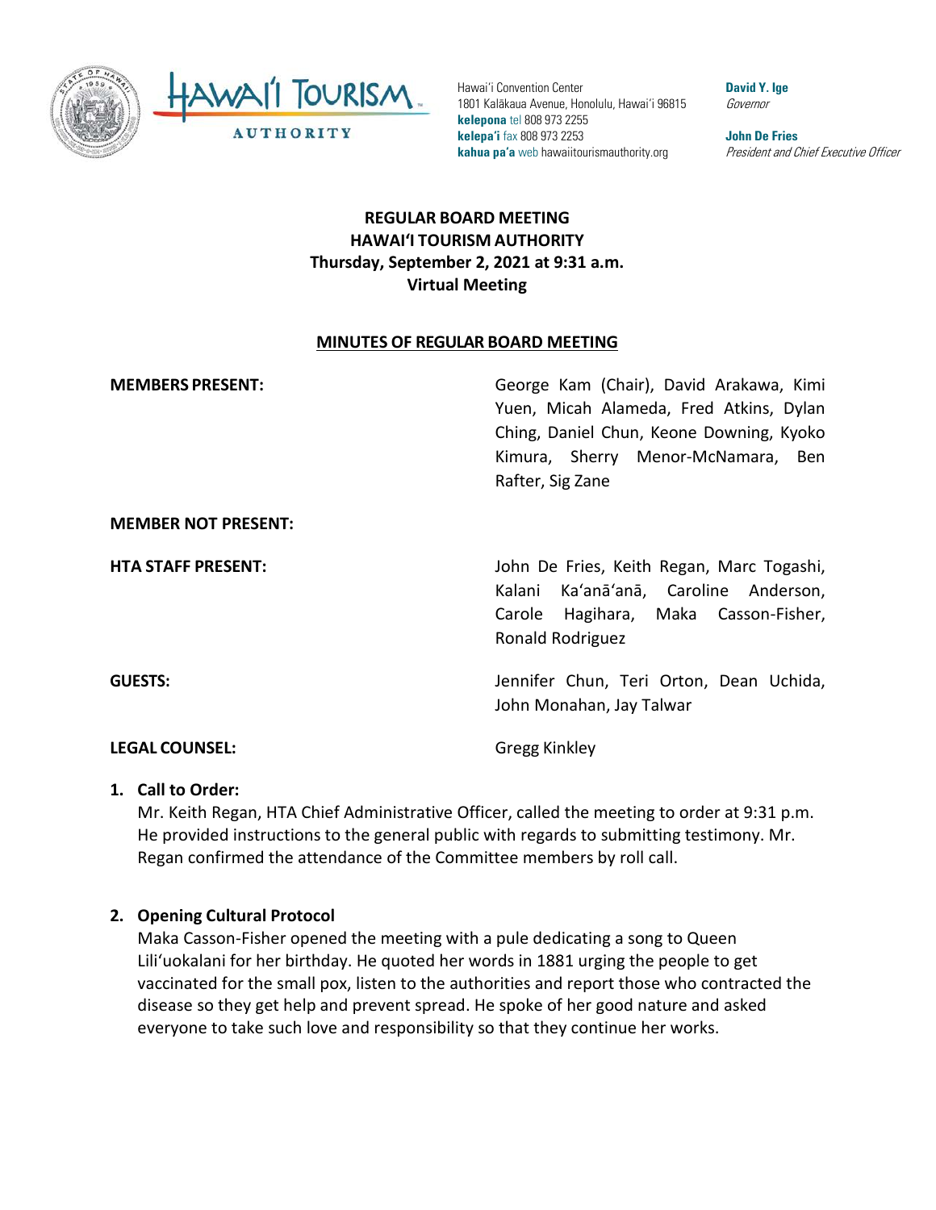Hawaiʻi Convention Center
1801 Kalākaua Avenue, Honolulu, Hawaiʻi 96815
**kelepona** tel 808 973 2255
**kelepaʻi** fax 808 973 2253
**kahua paʻa** web hawaiitourismauthority.org

**David Y. Ige**
*Governor*

**John De Fries**
*President and Chief Executive Officer*

# REGULAR BOARD MEETING
# HAWAIʻI TOURISM AUTHORITY
# Thursday, September 2, 2021 at 9:31 a.m.
# Virtual Meeting

## MINUTES OF REGULAR BOARD MEETING

| | |
|---|---|
| **MEMBERS PRESENT:** | George Kam (Chair), David Arakawa, Kimi Yuen, Micah Alameda, Fred Atkins, Dylan Ching, Daniel Chun, Keone Downing, Kyoko Kimura, Sherry Menor-McNamara, Ben Rafter, Sig Zane |
| **MEMBER NOT PRESENT:** | |
| **HTA STAFF PRESENT:** | John De Fries, Keith Regan, Marc Togashi, Kalani Kaʻanāʻanā, Caroline Anderson, Carole Hagihara, Maka Casson-Fisher, Ronald Rodriguez |
| **GUESTS:** | Jennifer Chun, Teri Orton, Dean Uchida, John Monahan, Jay Talwar |
| **LEGAL COUNSEL:** | Gregg Kinkley |

1. **Call to Order:**
   Mr. Keith Regan, HTA Chief Administrative Officer, called the meeting to order at 9:31 p.m. He provided instructions to the general public with regards to submitting testimony. Mr. Regan confirmed the attendance of the Committee members by roll call.

2. **Opening Cultural Protocol**
   Maka Casson-Fisher opened the meeting with a pule dedicating a song to Queen Liliʻuokalani for her birthday. He quoted her words in 1881 urging the people to get vaccinated for the small pox, listen to the authorities and report those who contracted the disease so they get help and prevent spread. He spoke of her good nature and asked everyone to take such love and responsibility so that they continue her works.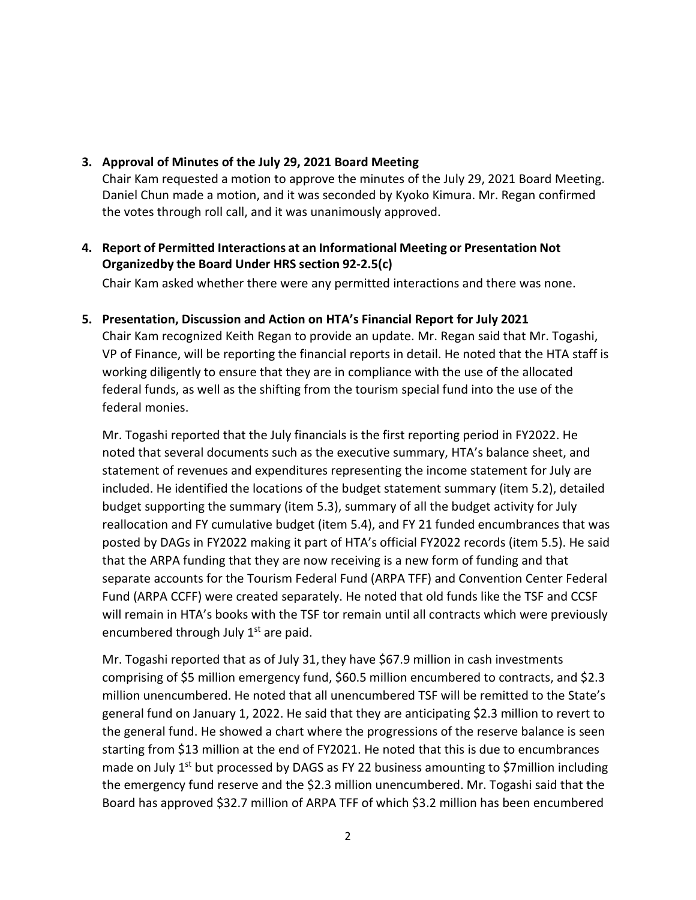**3. Approval of Minutes of the July 29, 2021 Board Meeting**

Chair Kam requested a motion to approve the minutes of the July 29, 2021 Board Meeting. Daniel Chun made a motion, and it was seconded by Kyoko Kimura. Mr. Regan confirmed the votes through roll call, and it was unanimously approved.

**4. Report of Permitted Interactions at an Informational Meeting or Presentation Not Organizedby the Board Under HRS section 92-2.5(c)**

Chair Kam asked whether there were any permitted interactions and there was none.

**5. Presentation, Discussion and Action on HTA's Financial Report for July 2021**

Chair Kam recognized Keith Regan to provide an update. Mr. Regan said that Mr. Togashi, VP of Finance, will be reporting the financial reports in detail. He noted that the HTA staff is working diligently to ensure that they are in compliance with the use of the allocated federal funds, as well as the shifting from the tourism special fund into the use of the federal monies.

Mr. Togashi reported that the July financials is the first reporting period in FY2022. He noted that several documents such as the executive summary, HTA's balance sheet, and statement of revenues and expenditures representing the income statement for July are included. He identified the locations of the budget statement summary (item 5.2), detailed budget supporting the summary (item 5.3), summary of all the budget activity for July reallocation and FY cumulative budget (item 5.4), and FY 21 funded encumbrances that was posted by DAGs in FY2022 making it part of HTA's official FY2022 records (item 5.5). He said that the ARPA funding that they are now receiving is a new form of funding and that separate accounts for the Tourism Federal Fund (ARPA TFF) and Convention Center Federal Fund (ARPA CCFF) were created separately. He noted that old funds like the TSF and CCSF will remain in HTA's books with the TSF tor remain until all contracts which were previously encumbered through July 1st are paid.

Mr. Togashi reported that as of July 31, they have $67.9 million in cash investments comprising of $5 million emergency fund, $60.5 million encumbered to contracts, and $2.3 million unencumbered. He noted that all unencumbered TSF will be remitted to the State's general fund on January 1, 2022. He said that they are anticipating $2.3 million to revert to the general fund. He showed a chart where the progressions of the reserve balance is seen starting from $13 million at the end of FY2021. He noted that this is due to encumbrances made on July 1st but processed by DAGS as FY 22 business amounting to $7million including the emergency fund reserve and the $2.3 million unencumbered. Mr. Togashi said that the Board has approved $32.7 million of ARPA TFF of which $3.2 million has been encumbered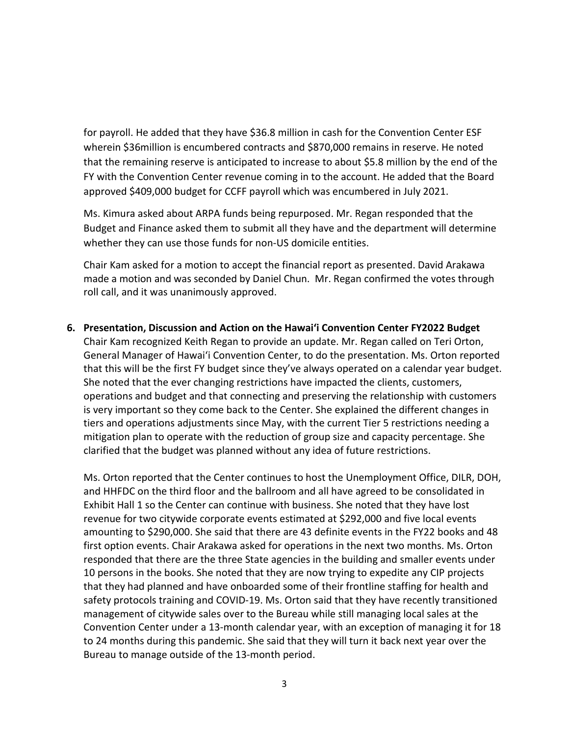for payroll. He added that they have $36.8 million in cash for the Convention Center ESF wherein $36million is encumbered contracts and $870,000 remains in reserve. He noted that the remaining reserve is anticipated to increase to about $5.8 million by the end of the FY with the Convention Center revenue coming in to the account. He added that the Board approved $409,000 budget for CCFF payroll which was encumbered in July 2021.

Ms. Kimura asked about ARPA funds being repurposed. Mr. Regan responded that the Budget and Finance asked them to submit all they have and the department will determine whether they can use those funds for non-US domicile entities.

Chair Kam asked for a motion to accept the financial report as presented. David Arakawa made a motion and was seconded by Daniel Chun. Mr. Regan confirmed the votes through roll call, and it was unanimously approved.

**6. Presentation, Discussion and Action on the Hawaiʻi Convention Center FY2022 Budget**

Chair Kam recognized Keith Regan to provide an update. Mr. Regan called on Teri Orton, General Manager of Hawaiʻi Convention Center, to do the presentation. Ms. Orton reported that this will be the first FY budget since they've always operated on a calendar year budget. She noted that the ever changing restrictions have impacted the clients, customers, operations and budget and that connecting and preserving the relationship with customers is very important so they come back to the Center. She explained the different changes in tiers and operations adjustments since May, with the current Tier 5 restrictions needing a mitigation plan to operate with the reduction of group size and capacity percentage. She clarified that the budget was planned without any idea of future restrictions.

Ms. Orton reported that the Center continues to host the Unemployment Office, DILR, DOH, and HHFDC on the third floor and the ballroom and all have agreed to be consolidated in Exhibit Hall 1 so the Center can continue with business. She noted that they have lost revenue for two citywide corporate events estimated at $292,000 and five local events amounting to $290,000. She said that there are 43 definite events in the FY22 books and 48 first option events. Chair Arakawa asked for operations in the next two months. Ms. Orton responded that there are the three State agencies in the building and smaller events under 10 persons in the books. She noted that they are now trying to expedite any CIP projects that they had planned and have onboarded some of their frontline staffing for health and safety protocols training and COVID-19. Ms. Orton said that they have recently transitioned management of citywide sales over to the Bureau while still managing local sales at the Convention Center under a 13-month calendar year, with an exception of managing it for 18 to 24 months during this pandemic. She said that they will turn it back next year over the Bureau to manage outside of the 13-month period.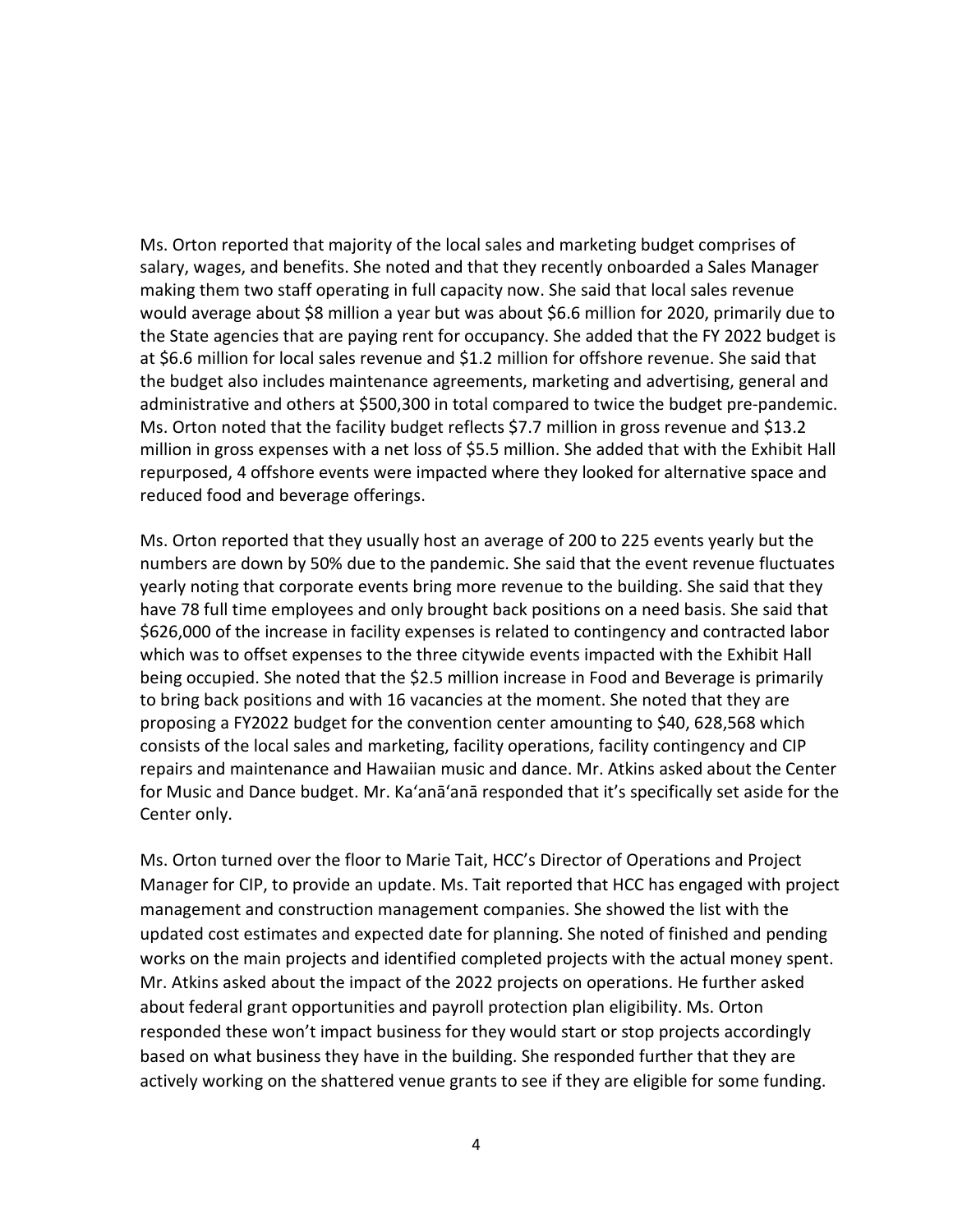Ms. Orton reported that majority of the local sales and marketing budget comprises of salary, wages, and benefits. She noted and that they recently onboarded a Sales Manager making them two staff operating in full capacity now. She said that local sales revenue would average about $8 million a year but was about $6.6 million for 2020, primarily due to the State agencies that are paying rent for occupancy. She added that the FY 2022 budget is at $6.6 million for local sales revenue and $1.2 million for offshore revenue. She said that the budget also includes maintenance agreements, marketing and advertising, general and administrative and others at $500,300 in total compared to twice the budget pre-pandemic. Ms. Orton noted that the facility budget reflects $7.7 million in gross revenue and $13.2 million in gross expenses with a net loss of $5.5 million. She added that with the Exhibit Hall repurposed, 4 offshore events were impacted where they looked for alternative space and reduced food and beverage offerings.

Ms. Orton reported that they usually host an average of 200 to 225 events yearly but the numbers are down by 50% due to the pandemic. She said that the event revenue fluctuates yearly noting that corporate events bring more revenue to the building. She said that they have 78 full time employees and only brought back positions on a need basis. She said that $626,000 of the increase in facility expenses is related to contingency and contracted labor which was to offset expenses to the three citywide events impacted with the Exhibit Hall being occupied. She noted that the $2.5 million increase in Food and Beverage is primarily to bring back positions and with 16 vacancies at the moment. She noted that they are proposing a FY2022 budget for the convention center amounting to $40, 628,568 which consists of the local sales and marketing, facility operations, facility contingency and CIP repairs and maintenance and Hawaiian music and dance. Mr. Atkins asked about the Center for Music and Dance budget. Mr. Ka'anā'anā responded that it's specifically set aside for the Center only.

Ms. Orton turned over the floor to Marie Tait, HCC's Director of Operations and Project Manager for CIP, to provide an update. Ms. Tait reported that HCC has engaged with project management and construction management companies. She showed the list with the updated cost estimates and expected date for planning. She noted of finished and pending works on the main projects and identified completed projects with the actual money spent. Mr. Atkins asked about the impact of the 2022 projects on operations. He further asked about federal grant opportunities and payroll protection plan eligibility. Ms. Orton responded these won't impact business for they would start or stop projects accordingly based on what business they have in the building. She responded further that they are actively working on the shattered venue grants to see if they are eligible for some funding.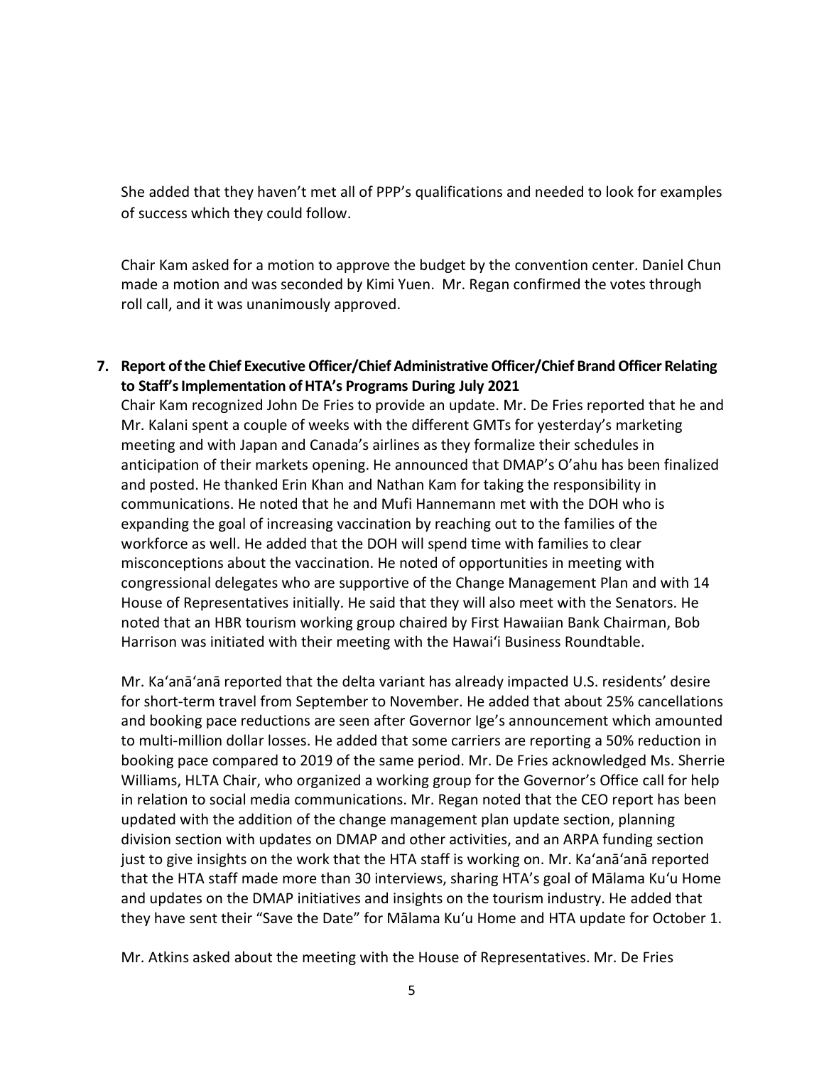She added that they haven't met all of PPP's qualifications and needed to look for examples of success which they could follow.

Chair Kam asked for a motion to approve the budget by the convention center. Daniel Chun made a motion and was seconded by Kimi Yuen. Mr. Regan confirmed the votes through roll call, and it was unanimously approved.

**7. Report of the Chief Executive Officer/Chief Administrative Officer/Chief Brand Officer Relating to Staff's Implementation of HTA's Programs During July 2021**

Chair Kam recognized John De Fries to provide an update. Mr. De Fries reported that he and Mr. Kalani spent a couple of weeks with the different GMTs for yesterday's marketing meeting and with Japan and Canada's airlines as they formalize their schedules in anticipation of their markets opening. He announced that DMAP's O'ahu has been finalized and posted. He thanked Erin Khan and Nathan Kam for taking the responsibility in communications. He noted that he and Mufi Hannemann met with the DOH who is expanding the goal of increasing vaccination by reaching out to the families of the workforce as well. He added that the DOH will spend time with families to clear misconceptions about the vaccination. He noted of opportunities in meeting with congressional delegates who are supportive of the Change Management Plan and with 14 House of Representatives initially. He said that they will also meet with the Senators. He noted that an HBR tourism working group chaired by First Hawaiian Bank Chairman, Bob Harrison was initiated with their meeting with the Hawai'i Business Roundtable.

Mr. Ka'anā'anā reported that the delta variant has already impacted U.S. residents' desire for short-term travel from September to November. He added that about 25% cancellations and booking pace reductions are seen after Governor Ige's announcement which amounted to multi-million dollar losses. He added that some carriers are reporting a 50% reduction in booking pace compared to 2019 of the same period. Mr. De Fries acknowledged Ms. Sherrie Williams, HLTA Chair, who organized a working group for the Governor's Office call for help in relation to social media communications. Mr. Regan noted that the CEO report has been updated with the addition of the change management plan update section, planning division section with updates on DMAP and other activities, and an ARPA funding section just to give insights on the work that the HTA staff is working on. Mr. Ka'anā'anā reported that the HTA staff made more than 30 interviews, sharing HTA's goal of Mālama Ku'u Home and updates on the DMAP initiatives and insights on the tourism industry. He added that they have sent their "Save the Date" for Mālama Ku'u Home and HTA update for October 1.

Mr. Atkins asked about the meeting with the House of Representatives. Mr. De Fries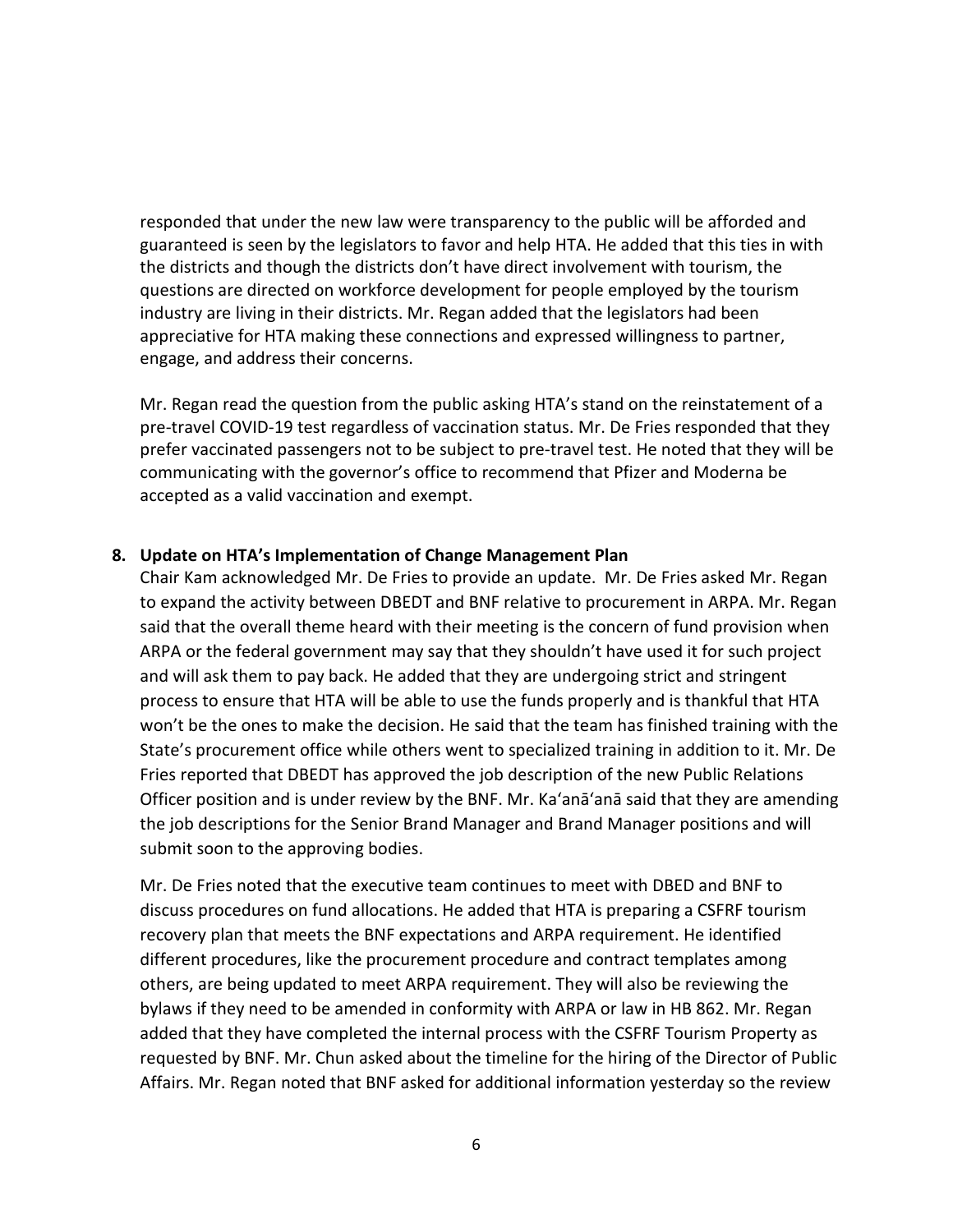responded that under the new law were transparency to the public will be afforded and guaranteed is seen by the legislators to favor and help HTA. He added that this ties in with the districts and though the districts don't have direct involvement with tourism, the questions are directed on workforce development for people employed by the tourism industry are living in their districts. Mr. Regan added that the legislators had been appreciative for HTA making these connections and expressed willingness to partner, engage, and address their concerns.

Mr. Regan read the question from the public asking HTA's stand on the reinstatement of a pre-travel COVID-19 test regardless of vaccination status. Mr. De Fries responded that they prefer vaccinated passengers not to be subject to pre-travel test. He noted that they will be communicating with the governor's office to recommend that Pfizer and Moderna be accepted as a valid vaccination and exempt.

**8. Update on HTA's Implementation of Change Management Plan**

Chair Kam acknowledged Mr. De Fries to provide an update. Mr. De Fries asked Mr. Regan to expand the activity between DBEDT and BNF relative to procurement in ARPA. Mr. Regan said that the overall theme heard with their meeting is the concern of fund provision when ARPA or the federal government may say that they shouldn't have used it for such project and will ask them to pay back. He added that they are undergoing strict and stringent process to ensure that HTA will be able to use the funds properly and is thankful that HTA won't be the ones to make the decision. He said that the team has finished training with the State's procurement office while others went to specialized training in addition to it. Mr. De Fries reported that DBEDT has approved the job description of the new Public Relations Officer position and is under review by the BNF. Mr. Ka'anā'anā said that they are amending the job descriptions for the Senior Brand Manager and Brand Manager positions and will submit soon to the approving bodies.

Mr. De Fries noted that the executive team continues to meet with DBED and BNF to discuss procedures on fund allocations. He added that HTA is preparing a CSFRF tourism recovery plan that meets the BNF expectations and ARPA requirement. He identified different procedures, like the procurement procedure and contract templates among others, are being updated to meet ARPA requirement. They will also be reviewing the bylaws if they need to be amended in conformity with ARPA or law in HB 862. Mr. Regan added that they have completed the internal process with the CSFRF Tourism Property as requested by BNF. Mr. Chun asked about the timeline for the hiring of the Director of Public Affairs. Mr. Regan noted that BNF asked for additional information yesterday so the review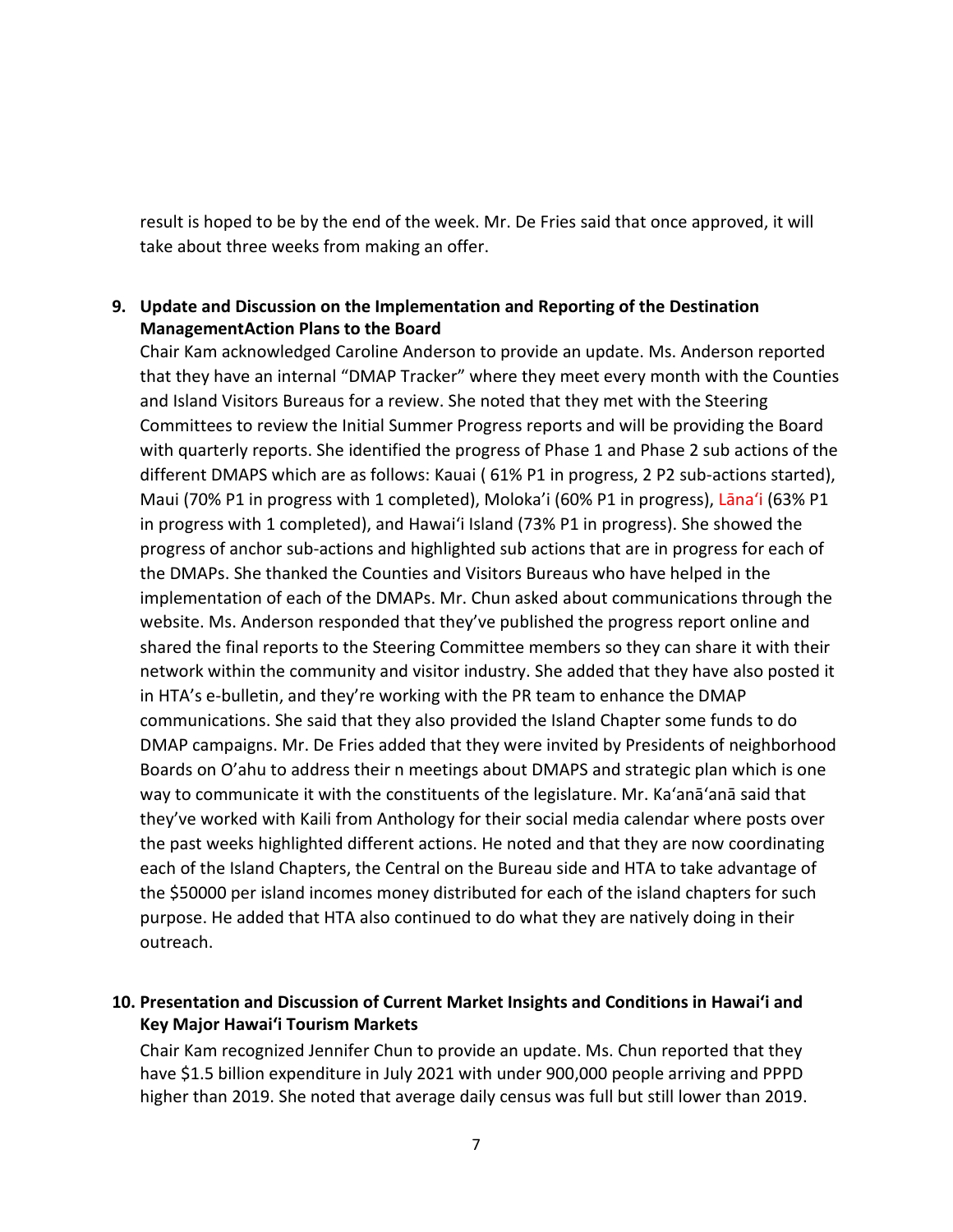result is hoped to be by the end of the week. Mr. De Fries said that once approved, it will take about three weeks from making an offer.

**9. Update and Discussion on the Implementation and Reporting of the Destination ManagementAction Plans to the Board**

Chair Kam acknowledged Caroline Anderson to provide an update. Ms. Anderson reported that they have an internal "DMAP Tracker" where they meet every month with the Counties and Island Visitors Bureaus for a review. She noted that they met with the Steering Committees to review the Initial Summer Progress reports and will be providing the Board with quarterly reports. She identified the progress of Phase 1 and Phase 2 sub actions of the different DMAPS which are as follows: Kauai ( 61% P1 in progress, 2 P2 sub-actions started), Maui (70% P1 in progress with 1 completed), Moloka'i (60% P1 in progress), Lānaʻi (63% P1 in progress with 1 completed), and Hawaiʻi Island (73% P1 in progress). She showed the progress of anchor sub-actions and highlighted sub actions that are in progress for each of the DMAPs. She thanked the Counties and Visitors Bureaus who have helped in the implementation of each of the DMAPs. Mr. Chun asked about communications through the website. Ms. Anderson responded that they've published the progress report online and shared the final reports to the Steering Committee members so they can share it with their network within the community and visitor industry. She added that they have also posted it in HTA's e-bulletin, and they're working with the PR team to enhance the DMAP communications. She said that they also provided the Island Chapter some funds to do DMAP campaigns. Mr. De Fries added that they were invited by Presidents of neighborhood Boards on O'ahu to address their n meetings about DMAPS and strategic plan which is one way to communicate it with the constituents of the legislature. Mr. Ka'anā'anā said that they've worked with Kaili from Anthology for their social media calendar where posts over the past weeks highlighted different actions. He noted and that they are now coordinating each of the Island Chapters, the Central on the Bureau side and HTA to take advantage of the $50000 per island incomes money distributed for each of the island chapters for such purpose. He added that HTA also continued to do what they are natively doing in their outreach.

**10. Presentation and Discussion of Current Market Insights and Conditions in Hawaiʻi and Key Major Hawaiʻi Tourism Markets**

Chair Kam recognized Jennifer Chun to provide an update. Ms. Chun reported that they have $1.5 billion expenditure in July 2021 with under 900,000 people arriving and PPPD higher than 2019. She noted that average daily census was full but still lower than 2019.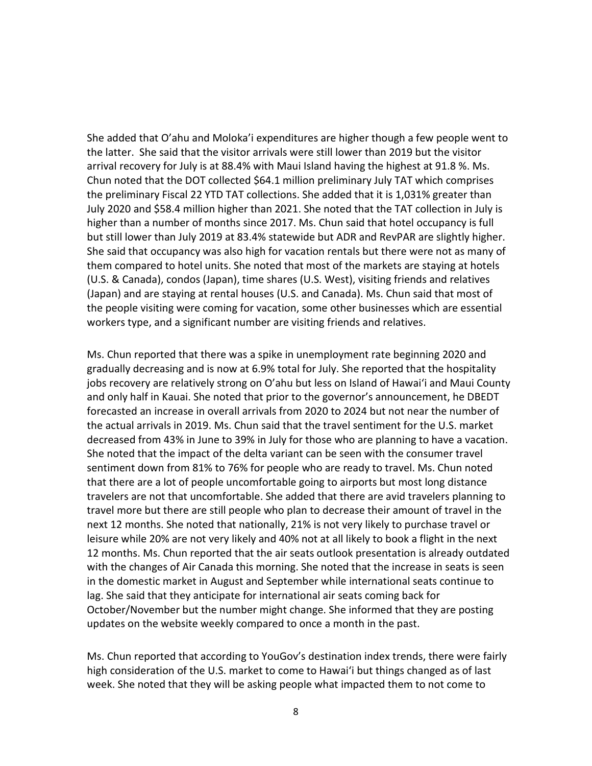She added that O'ahu and Moloka'i expenditures are higher though a few people went to the latter. She said that the visitor arrivals were still lower than 2019 but the visitor arrival recovery for July is at 88.4% with Maui Island having the highest at 91.8 %. Ms. Chun noted that the DOT collected $64.1 million preliminary July TAT which comprises the preliminary Fiscal 22 YTD TAT collections. She added that it is 1,031% greater than July 2020 and $58.4 million higher than 2021. She noted that the TAT collection in July is higher than a number of months since 2017. Ms. Chun said that hotel occupancy is full but still lower than July 2019 at 83.4% statewide but ADR and RevPAR are slightly higher. She said that occupancy was also high for vacation rentals but there were not as many of them compared to hotel units. She noted that most of the markets are staying at hotels (U.S. & Canada), condos (Japan), time shares (U.S. West), visiting friends and relatives (Japan) and are staying at rental houses (U.S. and Canada). Ms. Chun said that most of the people visiting were coming for vacation, some other businesses which are essential workers type, and a significant number are visiting friends and relatives.

Ms. Chun reported that there was a spike in unemployment rate beginning 2020 and gradually decreasing and is now at 6.9% total for July. She reported that the hospitality jobs recovery are relatively strong on O'ahu but less on Island of Hawai'i and Maui County and only half in Kauai. She noted that prior to the governor's announcement, he DBEDT forecasted an increase in overall arrivals from 2020 to 2024 but not near the number of the actual arrivals in 2019. Ms. Chun said that the travel sentiment for the U.S. market decreased from 43% in June to 39% in July for those who are planning to have a vacation. She noted that the impact of the delta variant can be seen with the consumer travel sentiment down from 81% to 76% for people who are ready to travel. Ms. Chun noted that there are a lot of people uncomfortable going to airports but most long distance travelers are not that uncomfortable. She added that there are avid travelers planning to travel more but there are still people who plan to decrease their amount of travel in the next 12 months. She noted that nationally, 21% is not very likely to purchase travel or leisure while 20% are not very likely and 40% not at all likely to book a flight in the next 12 months. Ms. Chun reported that the air seats outlook presentation is already outdated with the changes of Air Canada this morning. She noted that the increase in seats is seen in the domestic market in August and September while international seats continue to lag. She said that they anticipate for international air seats coming back for October/November but the number might change. She informed that they are posting updates on the website weekly compared to once a month in the past.

Ms. Chun reported that according to YouGov's destination index trends, there were fairly high consideration of the U.S. market to come to Hawai'i but things changed as of last week. She noted that they will be asking people what impacted them to not come to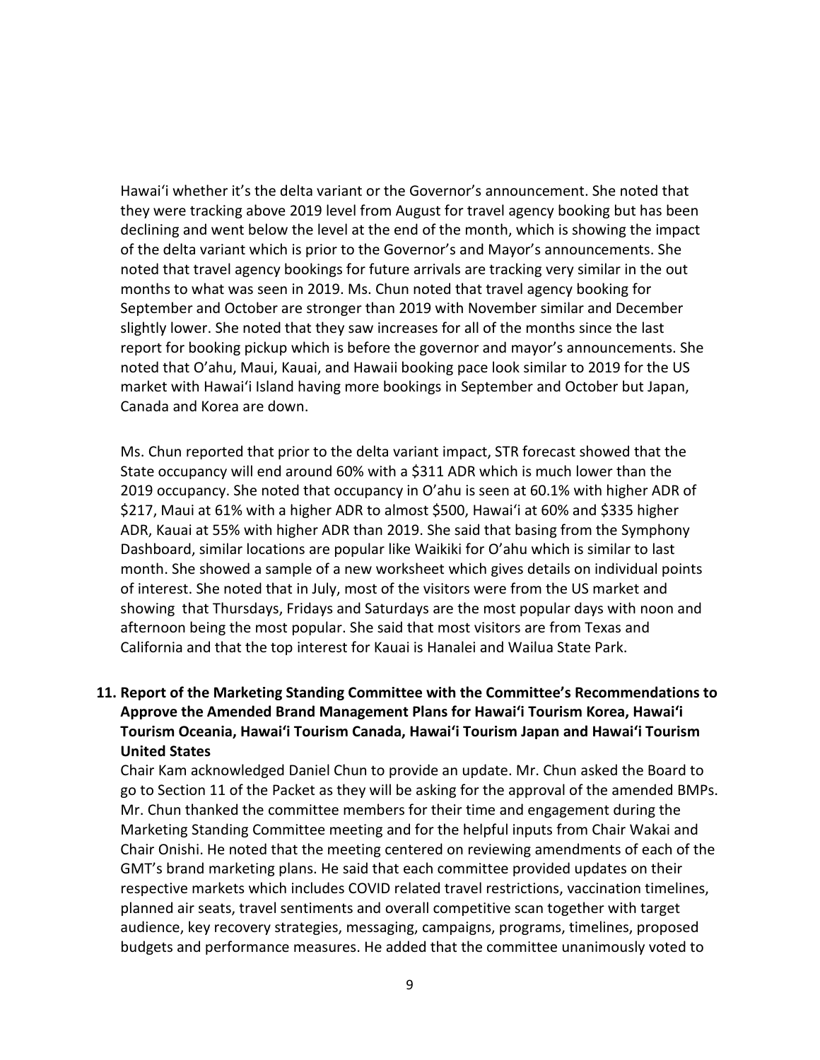Hawaiʻi whether it's the delta variant or the Governor's announcement. She noted that they were tracking above 2019 level from August for travel agency booking but has been declining and went below the level at the end of the month, which is showing the impact of the delta variant which is prior to the Governor's and Mayor's announcements. She noted that travel agency bookings for future arrivals are tracking very similar in the out months to what was seen in 2019. Ms. Chun noted that travel agency booking for September and October are stronger than 2019 with November similar and December slightly lower. She noted that they saw increases for all of the months since the last report for booking pickup which is before the governor and mayor's announcements. She noted that O'ahu, Maui, Kauai, and Hawaii booking pace look similar to 2019 for the US market with Hawaiʻi Island having more bookings in September and October but Japan, Canada and Korea are down.

Ms. Chun reported that prior to the delta variant impact, STR forecast showed that the State occupancy will end around 60% with a $311 ADR which is much lower than the 2019 occupancy. She noted that occupancy in O'ahu is seen at 60.1% with higher ADR of $217, Maui at 61% with a higher ADR to almost $500, Hawaiʻi at 60% and $335 higher ADR, Kauai at 55% with higher ADR than 2019. She said that basing from the Symphony Dashboard, similar locations are popular like Waikiki for O'ahu which is similar to last month. She showed a sample of a new worksheet which gives details on individual points of interest. She noted that in July, most of the visitors were from the US market and showing that Thursdays, Fridays and Saturdays are the most popular days with noon and afternoon being the most popular. She said that most visitors are from Texas and California and that the top interest for Kauai is Hanalei and Wailua State Park.

**11. Report of the Marketing Standing Committee with the Committee's Recommendations to Approve the Amended Brand Management Plans for Hawaiʻi Tourism Korea, Hawaiʻi Tourism Oceania, Hawaiʻi Tourism Canada, Hawaiʻi Tourism Japan and Hawaiʻi Tourism United States**

Chair Kam acknowledged Daniel Chun to provide an update. Mr. Chun asked the Board to go to Section 11 of the Packet as they will be asking for the approval of the amended BMPs. Mr. Chun thanked the committee members for their time and engagement during the Marketing Standing Committee meeting and for the helpful inputs from Chair Wakai and Chair Onishi. He noted that the meeting centered on reviewing amendments of each of the GMT's brand marketing plans. He said that each committee provided updates on their respective markets which includes COVID related travel restrictions, vaccination timelines, planned air seats, travel sentiments and overall competitive scan together with target audience, key recovery strategies, messaging, campaigns, programs, timelines, proposed budgets and performance measures. He added that the committee unanimously voted to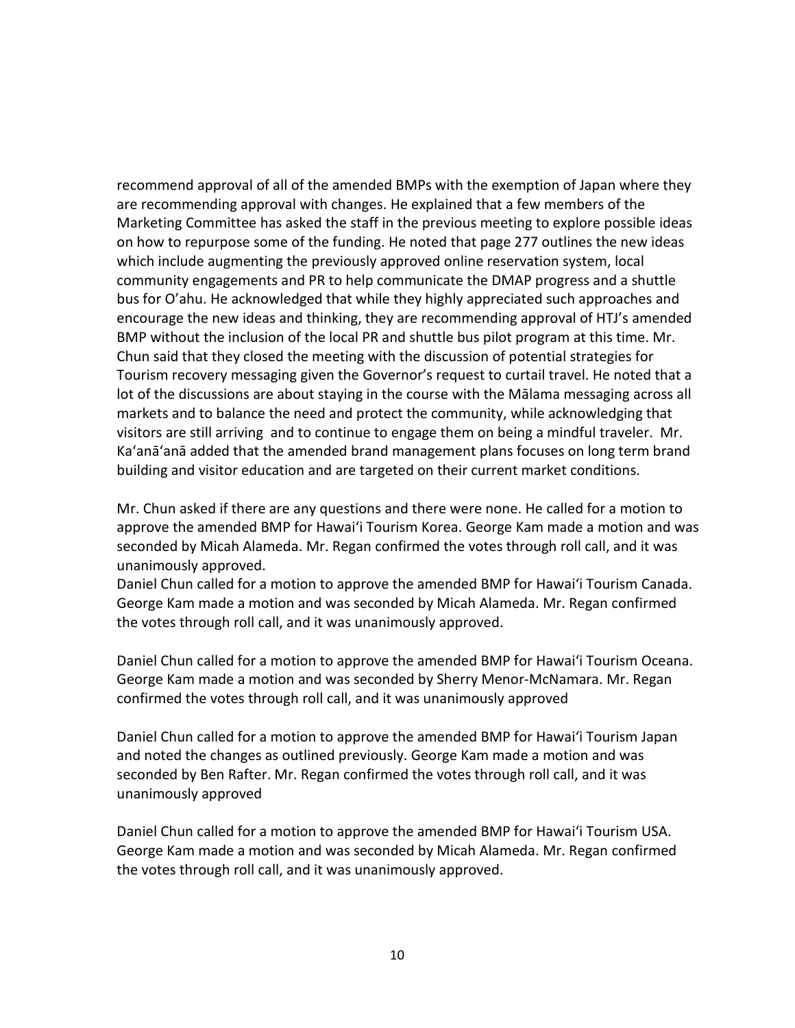recommend approval of all of the amended BMPs with the exemption of Japan where they are recommending approval with changes. He explained that a few members of the Marketing Committee has asked the staff in the previous meeting to explore possible ideas on how to repurpose some of the funding. He noted that page 277 outlines the new ideas which include augmenting the previously approved online reservation system, local community engagements and PR to help communicate the DMAP progress and a shuttle bus for O'ahu. He acknowledged that while they highly appreciated such approaches and encourage the new ideas and thinking, they are recommending approval of HTJ's amended BMP without the inclusion of the local PR and shuttle bus pilot program at this time. Mr. Chun said that they closed the meeting with the discussion of potential strategies for Tourism recovery messaging given the Governor's request to curtail travel. He noted that a lot of the discussions are about staying in the course with the Mālama messaging across all markets and to balance the need and protect the community, while acknowledging that visitors are still arriving and to continue to engage them on being a mindful traveler. Mr. Ka'anā'anā added that the amended brand management plans focuses on long term brand building and visitor education and are targeted on their current market conditions.

Mr. Chun asked if there are any questions and there were none. He called for a motion to approve the amended BMP for Hawai'i Tourism Korea. George Kam made a motion and was seconded by Micah Alameda. Mr. Regan confirmed the votes through roll call, and it was unanimously approved.

Daniel Chun called for a motion to approve the amended BMP for Hawai'i Tourism Canada. George Kam made a motion and was seconded by Micah Alameda. Mr. Regan confirmed the votes through roll call, and it was unanimously approved.

Daniel Chun called for a motion to approve the amended BMP for Hawai'i Tourism Oceana. George Kam made a motion and was seconded by Sherry Menor-McNamara. Mr. Regan confirmed the votes through roll call, and it was unanimously approved

Daniel Chun called for a motion to approve the amended BMP for Hawai'i Tourism Japan and noted the changes as outlined previously. George Kam made a motion and was seconded by Ben Rafter. Mr. Regan confirmed the votes through roll call, and it was unanimously approved

Daniel Chun called for a motion to approve the amended BMP for Hawai'i Tourism USA. George Kam made a motion and was seconded by Micah Alameda. Mr. Regan confirmed the votes through roll call, and it was unanimously approved.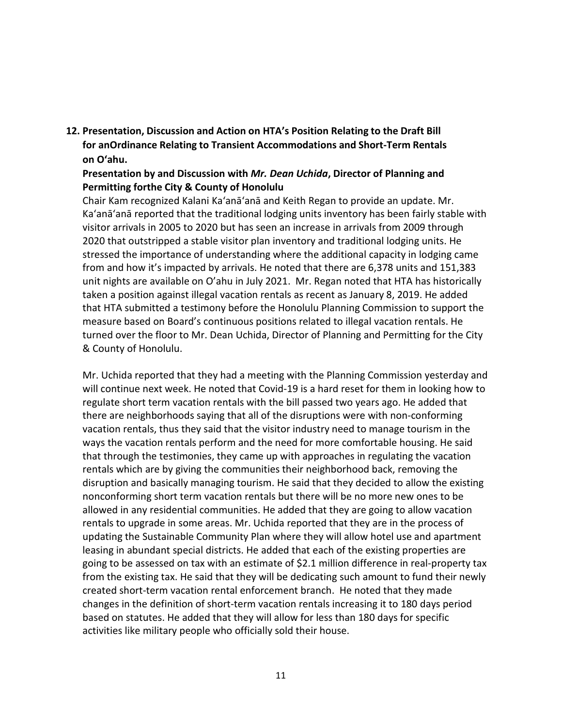**12. Presentation, Discussion and Action on HTA's Position Relating to the Draft Bill for anOrdinance Relating to Transient Accommodations and Short-Term Rentals on O'ahu.**

**Presentation by and Discussion with *Mr. Dean Uchida*, Director of Planning and Permitting forthe City & County of Honolulu**

Chair Kam recognized Kalani Ka'anā'anā and Keith Regan to provide an update. Mr. Ka'anā'anā reported that the traditional lodging units inventory has been fairly stable with visitor arrivals in 2005 to 2020 but has seen an increase in arrivals from 2009 through 2020 that outstripped a stable visitor plan inventory and traditional lodging units. He stressed the importance of understanding where the additional capacity in lodging came from and how it's impacted by arrivals. He noted that there are 6,378 units and 151,383 unit nights are available on O'ahu in July 2021. Mr. Regan noted that HTA has historically taken a position against illegal vacation rentals as recent as January 8, 2019. He added that HTA submitted a testimony before the Honolulu Planning Commission to support the measure based on Board's continuous positions related to illegal vacation rentals. He turned over the floor to Mr. Dean Uchida, Director of Planning and Permitting for the City & County of Honolulu.

Mr. Uchida reported that they had a meeting with the Planning Commission yesterday and will continue next week. He noted that Covid-19 is a hard reset for them in looking how to regulate short term vacation rentals with the bill passed two years ago. He added that there are neighborhoods saying that all of the disruptions were with non-conforming vacation rentals, thus they said that the visitor industry need to manage tourism in the ways the vacation rentals perform and the need for more comfortable housing. He said that through the testimonies, they came up with approaches in regulating the vacation rentals which are by giving the communities their neighborhood back, removing the disruption and basically managing tourism. He said that they decided to allow the existing nonconforming short term vacation rentals but there will be no more new ones to be allowed in any residential communities. He added that they are going to allow vacation rentals to upgrade in some areas. Mr. Uchida reported that they are in the process of updating the Sustainable Community Plan where they will allow hotel use and apartment leasing in abundant special districts. He added that each of the existing properties are going to be assessed on tax with an estimate of $2.1 million difference in real-property tax from the existing tax. He said that they will be dedicating such amount to fund their newly created short-term vacation rental enforcement branch. He noted that they made changes in the definition of short-term vacation rentals increasing it to 180 days period based on statutes. He added that they will allow for less than 180 days for specific activities like military people who officially sold their house.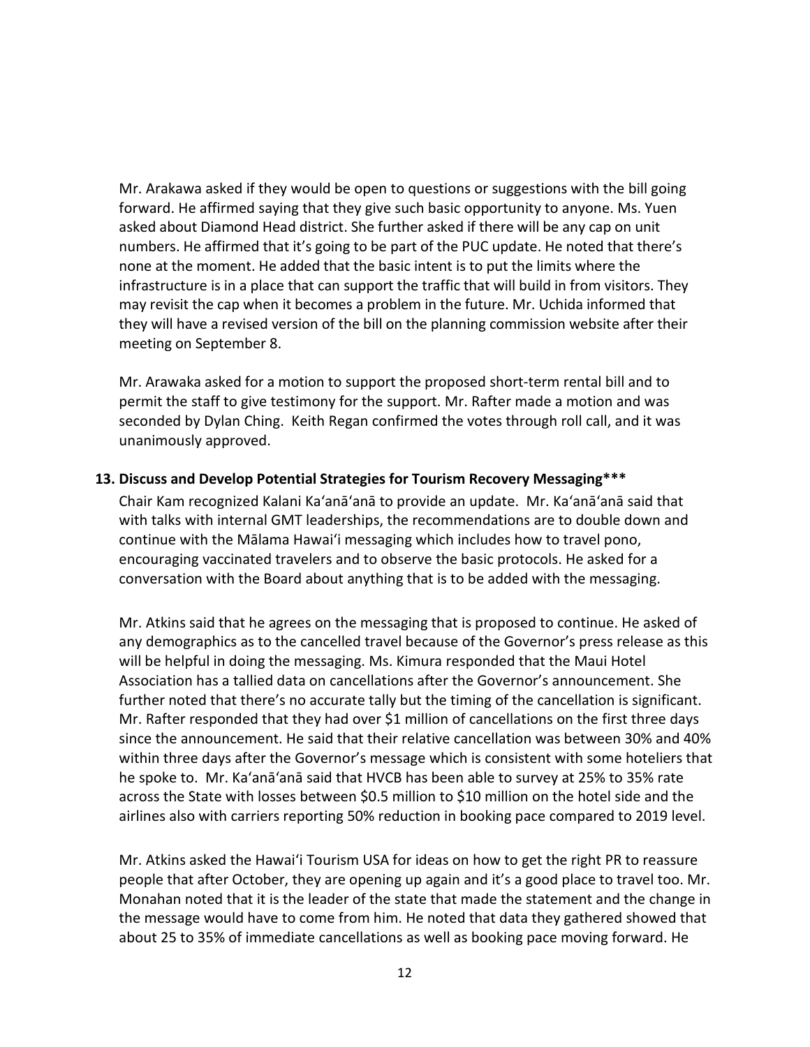Mr. Arakawa asked if they would be open to questions or suggestions with the bill going forward. He affirmed saying that they give such basic opportunity to anyone. Ms. Yuen asked about Diamond Head district. She further asked if there will be any cap on unit numbers. He affirmed that it's going to be part of the PUC update. He noted that there's none at the moment. He added that the basic intent is to put the limits where the infrastructure is in a place that can support the traffic that will build in from visitors. They may revisit the cap when it becomes a problem in the future. Mr. Uchida informed that they will have a revised version of the bill on the planning commission website after their meeting on September 8.

Mr. Arawaka asked for a motion to support the proposed short-term rental bill and to permit the staff to give testimony for the support. Mr. Rafter made a motion and was seconded by Dylan Ching. Keith Regan confirmed the votes through roll call, and it was unanimously approved.

**13. Discuss and Develop Potential Strategies for Tourism Recovery Messaging*****

Chair Kam recognized Kalani Ka'anā'anā to provide an update. Mr. Ka'anā'anā said that with talks with internal GMT leaderships, the recommendations are to double down and continue with the Mālama Hawai'i messaging which includes how to travel pono, encouraging vaccinated travelers and to observe the basic protocols. He asked for a conversation with the Board about anything that is to be added with the messaging.

Mr. Atkins said that he agrees on the messaging that is proposed to continue. He asked of any demographics as to the cancelled travel because of the Governor's press release as this will be helpful in doing the messaging. Ms. Kimura responded that the Maui Hotel Association has a tallied data on cancellations after the Governor's announcement. She further noted that there's no accurate tally but the timing of the cancellation is significant. Mr. Rafter responded that they had over $1 million of cancellations on the first three days since the announcement. He said that their relative cancellation was between 30% and 40% within three days after the Governor's message which is consistent with some hoteliers that he spoke to. Mr. Ka'anā'anā said that HVCB has been able to survey at 25% to 35% rate across the State with losses between $0.5 million to $10 million on the hotel side and the airlines also with carriers reporting 50% reduction in booking pace compared to 2019 level.

Mr. Atkins asked the Hawai'i Tourism USA for ideas on how to get the right PR to reassure people that after October, they are opening up again and it's a good place to travel too. Mr. Monahan noted that it is the leader of the state that made the statement and the change in the message would have to come from him. He noted that data they gathered showed that about 25 to 35% of immediate cancellations as well as booking pace moving forward. He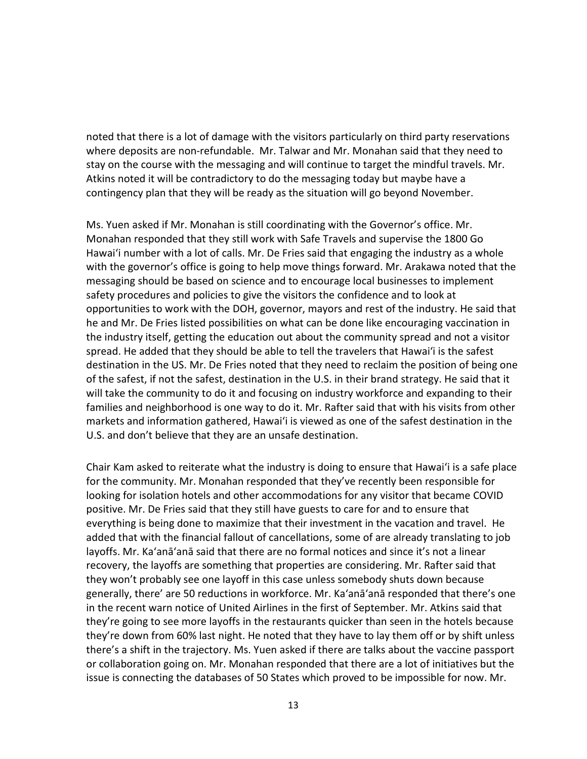noted that there is a lot of damage with the visitors particularly on third party reservations where deposits are non-refundable. Mr. Talwar and Mr. Monahan said that they need to stay on the course with the messaging and will continue to target the mindful travels. Mr. Atkins noted it will be contradictory to do the messaging today but maybe have a contingency plan that they will be ready as the situation will go beyond November.

Ms. Yuen asked if Mr. Monahan is still coordinating with the Governor's office. Mr. Monahan responded that they still work with Safe Travels and supervise the 1800 Go Hawai'i number with a lot of calls. Mr. De Fries said that engaging the industry as a whole with the governor's office is going to help move things forward. Mr. Arakawa noted that the messaging should be based on science and to encourage local businesses to implement safety procedures and policies to give the visitors the confidence and to look at opportunities to work with the DOH, governor, mayors and rest of the industry. He said that he and Mr. De Fries listed possibilities on what can be done like encouraging vaccination in the industry itself, getting the education out about the community spread and not a visitor spread. He added that they should be able to tell the travelers that Hawai'i is the safest destination in the US. Mr. De Fries noted that they need to reclaim the position of being one of the safest, if not the safest, destination in the U.S. in their brand strategy. He said that it will take the community to do it and focusing on industry workforce and expanding to their families and neighborhood is one way to do it. Mr. Rafter said that with his visits from other markets and information gathered, Hawai'i is viewed as one of the safest destination in the U.S. and don't believe that they are an unsafe destination.

Chair Kam asked to reiterate what the industry is doing to ensure that Hawai'i is a safe place for the community. Mr. Monahan responded that they've recently been responsible for looking for isolation hotels and other accommodations for any visitor that became COVID positive. Mr. De Fries said that they still have guests to care for and to ensure that everything is being done to maximize that their investment in the vacation and travel. He added that with the financial fallout of cancellations, some of are already translating to job layoffs. Mr. Ka'anā'anā said that there are no formal notices and since it's not a linear recovery, the layoffs are something that properties are considering. Mr. Rafter said that they won't probably see one layoff in this case unless somebody shuts down because generally, there' are 50 reductions in workforce. Mr. Ka'anā'anā responded that there's one in the recent warn notice of United Airlines in the first of September. Mr. Atkins said that they're going to see more layoffs in the restaurants quicker than seen in the hotels because they're down from 60% last night. He noted that they have to lay them off or by shift unless there's a shift in the trajectory. Ms. Yuen asked if there are talks about the vaccine passport or collaboration going on. Mr. Monahan responded that there are a lot of initiatives but the issue is connecting the databases of 50 States which proved to be impossible for now. Mr.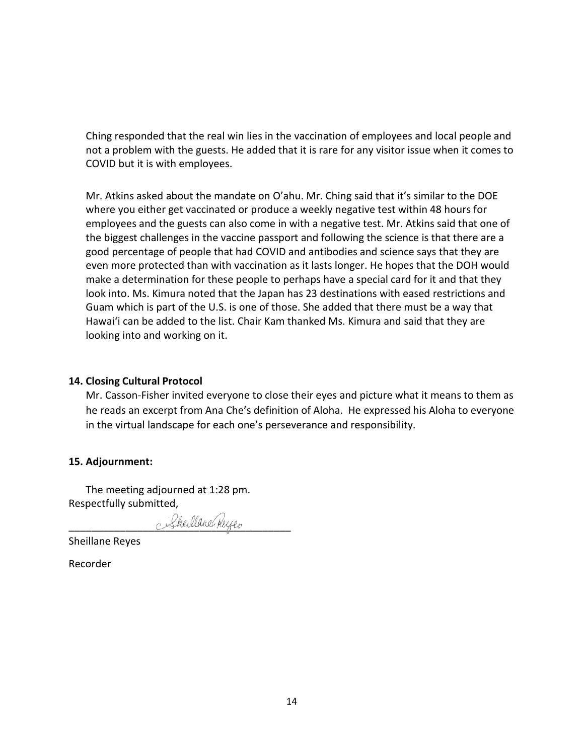Ching responded that the real win lies in the vaccination of employees and local people and not a problem with the guests. He added that it is rare for any visitor issue when it comes to COVID but it is with employees.

Mr. Atkins asked about the mandate on O'ahu. Mr. Ching said that it's similar to the DOE where you either get vaccinated or produce a weekly negative test within 48 hours for employees and the guests can also come in with a negative test. Mr. Atkins said that one of the biggest challenges in the vaccine passport and following the science is that there are a good percentage of people that had COVID and antibodies and science says that they are even more protected than with vaccination as it lasts longer. He hopes that the DOH would make a determination for these people to perhaps have a special card for it and that they look into. Ms. Kimura noted that the Japan has 23 destinations with eased restrictions and Guam which is part of the U.S. is one of those. She added that there must be a way that Hawai'i can be added to the list. Chair Kam thanked Ms. Kimura and said that they are looking into and working on it.

**14. Closing Cultural Protocol**

Mr. Casson-Fisher invited everyone to close their eyes and picture what it means to them as he reads an excerpt from Ana Che's definition of Aloha. He expressed his Aloha to everyone in the virtual landscape for each one's perseverance and responsibility.

**15. Adjournment:**

The meeting adjourned at 1:28 pm.

Respectfully submitted,

Sheillane Reyes

\_\_\_\_\_\_\_\_\_\_\_\_\_\_\_\_\_\_\_\_\_\_\_\_\_\_\_\_\_\_\_\_\_\_\_\_\_\_

Sheillane Reyes

Recorder